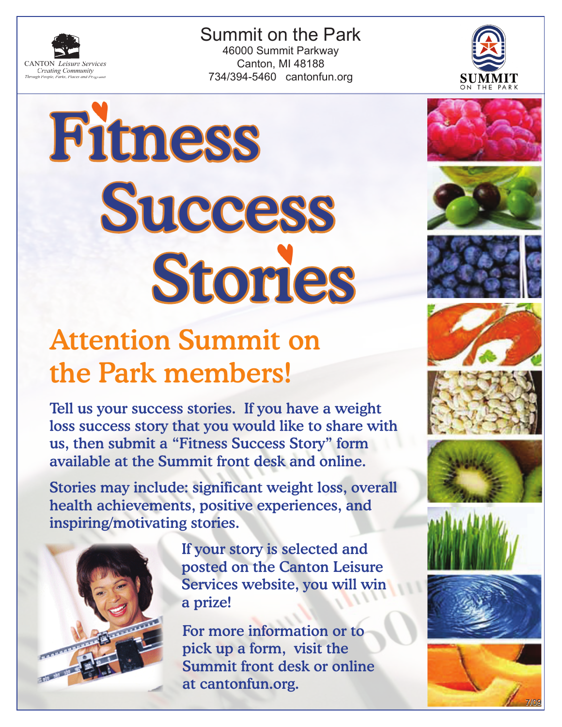CANTON *Leisure Services*
*Creating Community*
*Through People, Parks, Places and Programs*

Summit on the Park
46000 Summit Parkway
Canton, MI 48188
734/394-5460 cantonfun.org

SUMMIT
ON THE PARK

# Fitness Success Stories

## Attention Summit on the Park members!

**Tell us your success stories. If you have a weight loss success story that you would like to share with us, then submit a "Fitness Success Story" form available at the Summit front desk and online.**

**Stories may include: significant weight loss, overall health achievements, positive experiences, and inspiring/motivating stories.**

**If your story is selected and posted on the Canton Leisure Services website, you will win a prize!**

**For more information or to pick up a form, visit the Summit front desk or online at cantonfun.org.**

7/09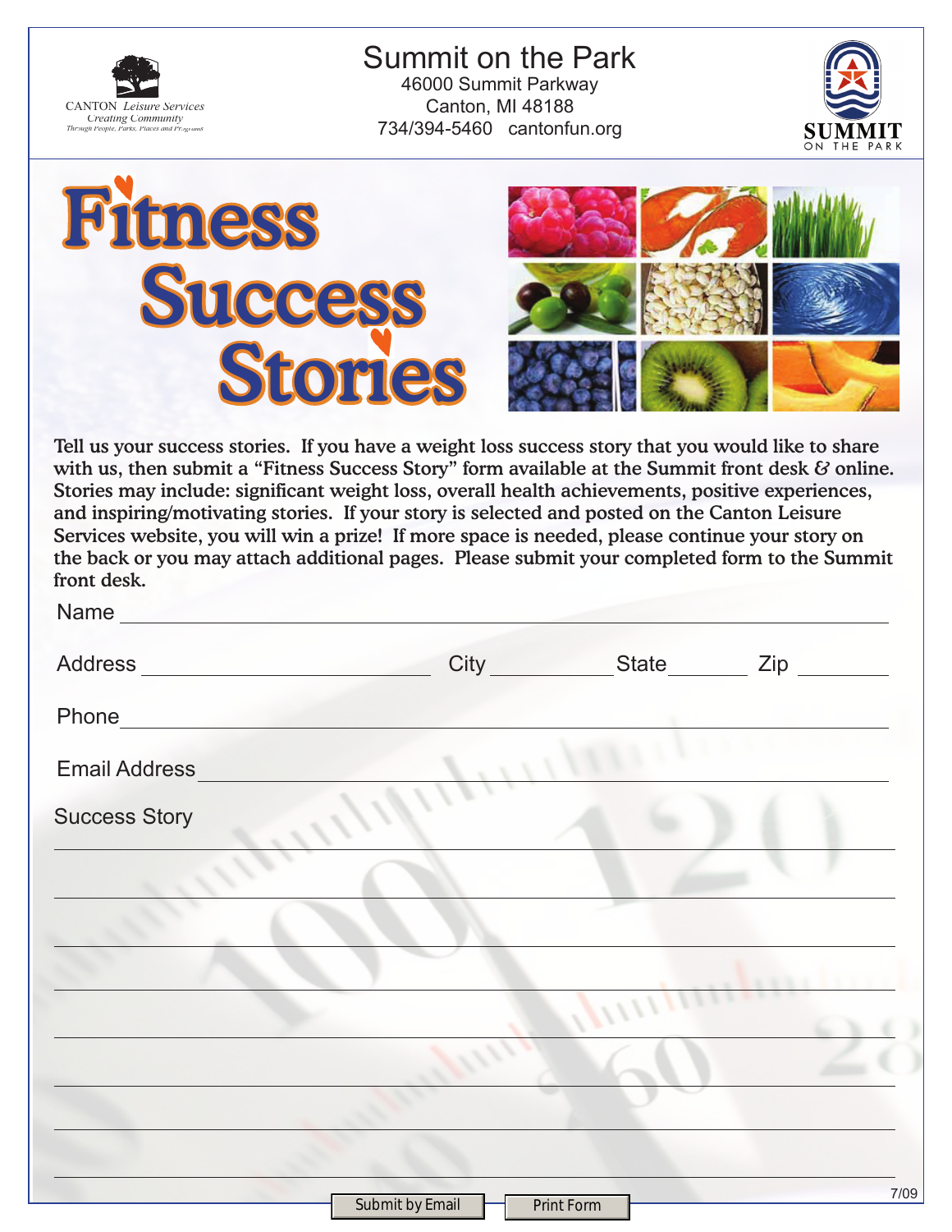CANTON *Leisure Services*
Creating Community
Through People, Parks, Places and Programs

# Summit on the Park

46000 Summit Parkway
Canton, MI 48188
734/394-5460 cantonfun.org

SUMMIT
ON THE PARK

# Fitness Success Stories

**Tell us your success stories. If you have a weight loss success story that you would like to share with us, then submit a "Fitness Success Story" form available at the Summit front desk & online. Stories may include: significant weight loss, overall health achievements, positive experiences, and inspiring/motivating stories. If your story is selected and posted on the Canton Leisure Services website, you will win a prize! If more space is needed, please continue your story on the back or you may attach additional pages. Please submit your completed form to the Summit front desk.**

Name ______________________________________________

Address ____________________ City __________ State ________ Zip ________

Phone ______________________________________________

Email Address ______________________________________________

Success Story

______________________________________________

______________________________________________

______________________________________________

______________________________________________

______________________________________________

______________________________________________

______________________________________________

______________________________________________

Submit by Email Print Form

7/09